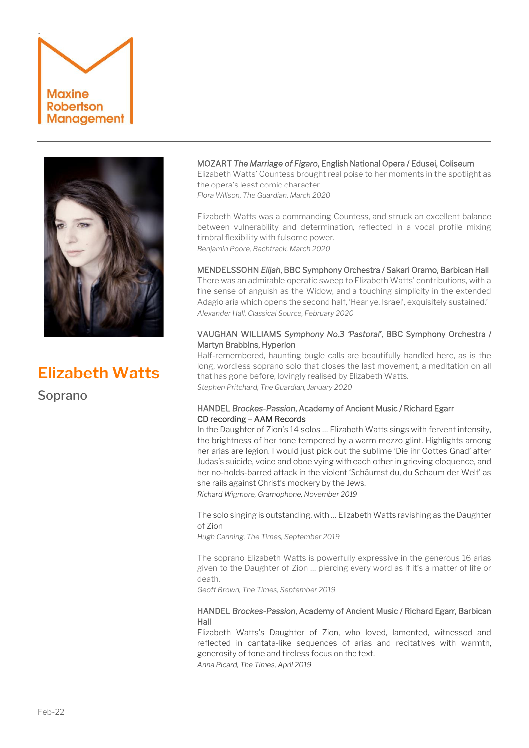Maxine Robertson Management

# Elizabeth Watts

## Soprano

MOZART *The Marriage of Figaro*, English National Opera / Edusei, Coliseum
Elizabeth Watts' Countess brought real poise to her moments in the spotlight as the opera's least comic character.
*Flora Willson, The Guardian, March 2020*

Elizabeth Watts was a commanding Countess, and struck an excellent balance between vulnerability and determination, reflected in a vocal profile mixing timbral flexibility with fulsome power.
*Benjamin Poore, Bachtrack, March 2020*

MENDELSSOHN *Elijah*, BBC Symphony Orchestra / Sakari Oramo, Barbican Hall
There was an admirable operatic sweep to Elizabeth Watts' contributions, with a fine sense of anguish as the Widow, and a touching simplicity in the extended Adagio aria which opens the second half, 'Hear ye, Israel', exquisitely sustained.'
*Alexander Hall, Classical Source, February 2020*

VAUGHAN WILLIAMS *Symphony No.3 'Pastoral'*, BBC Symphony Orchestra / Martyn Brabbins, Hyperion
Half-remembered, haunting bugle calls are beautifully handled here, as is the long, wordless soprano solo that closes the last movement, a meditation on all that has gone before, lovingly realised by Elizabeth Watts.
*Stephen Pritchard, The Guardian, January 2020*

HANDEL *Brockes-Passion*, Academy of Ancient Music / Richard Egarr
CD recording – AAM Records
In the Daughter of Zion's 14 solos ... Elizabeth Watts sings with fervent intensity, the brightness of her tone tempered by a warm mezzo glint. Highlights among her arias are legion. I would just pick out the sublime 'Die ihr Gottes Gnad' after Judas's suicide, voice and oboe vying with each other in grieving eloquence, and her no-holds-barred attack in the violent 'Schäumst du, du Schaum der Welt' as she rails against Christ's mockery by the Jews.
*Richard Wigmore, Gramophone, November 2019*

The solo singing is outstanding, with ... Elizabeth Watts ravishing as the Daughter of Zion
*Hugh Canning, The Times, September 2019*

The soprano Elizabeth Watts is powerfully expressive in the generous 16 arias given to the Daughter of Zion ... piercing every word as if it's a matter of life or death.
*Geoff Brown, The Times, September 2019*

HANDEL *Brockes-Passion*, Academy of Ancient Music / Richard Egarr, Barbican Hall
Elizabeth Watts's Daughter of Zion, who loved, lamented, witnessed and reflected in cantata-like sequences of arias and recitatives with warmth, generosity of tone and tireless focus on the text.
*Anna Picard, The Times, April 2019*

Feb-22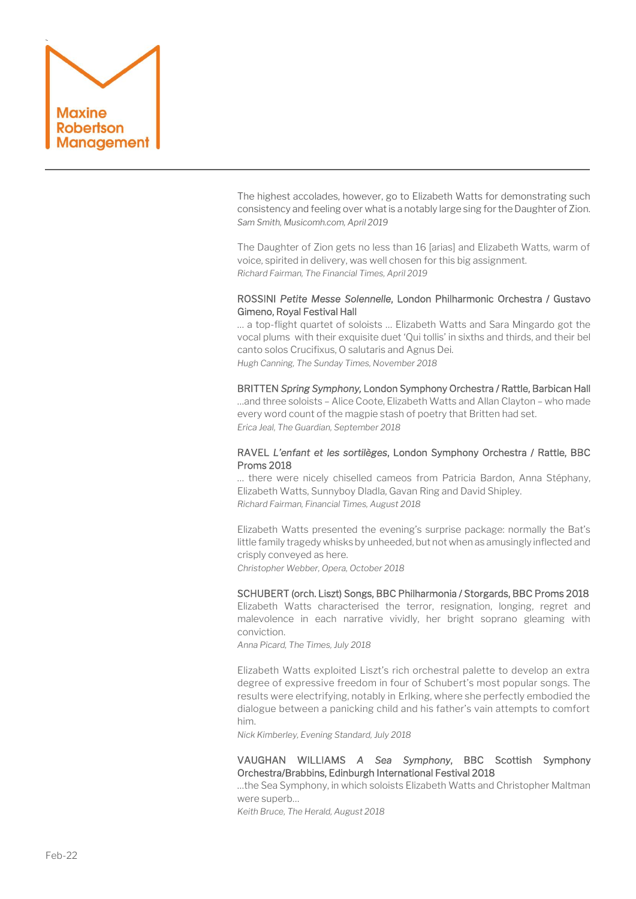The highest accolades, however, go to Elizabeth Watts for demonstrating such consistency and feeling over what is a notably large sing for the Daughter of Zion.
*Sam Smith, Musicomh.com, April 2019*

The Daughter of Zion gets no less than 16 [arias] and Elizabeth Watts, warm of voice, spirited in delivery, was well chosen for this big assignment.
*Richard Fairman, The Financial Times, April 2019*

ROSSINI *Petite Messe Solennelle*, London Philharmonic Orchestra / Gustavo Gimeno, Royal Festival Hall
… a top-flight quartet of soloists … Elizabeth Watts and Sara Mingardo got the vocal plums with their exquisite duet 'Qui tollis' in sixths and thirds, and their bel canto solos Crucifixus, O salutaris and Agnus Dei.
*Hugh Canning, The Sunday Times, November 2018*

BRITTEN *Spring Symphony*, London Symphony Orchestra / Rattle, Barbican Hall
…and three soloists – Alice Coote, Elizabeth Watts and Allan Clayton – who made every word count of the magpie stash of poetry that Britten had set.
*Erica Jeal, The Guardian, September 2018*

RAVEL *L'enfant et les sortilèges*, London Symphony Orchestra / Rattle, BBC Proms 2018
… there were nicely chiselled cameos from Patricia Bardon, Anna Stéphany, Elizabeth Watts, Sunnyboy Dladla, Gavan Ring and David Shipley.
*Richard Fairman, Financial Times, August 2018*

Elizabeth Watts presented the evening's surprise package: normally the Bat's little family tragedy whisks by unheeded, but not when as amusingly inflected and crisply conveyed as here.
*Christopher Webber, Opera, October 2018*

SCHUBERT (orch. Liszt) Songs, BBC Philharmonia / Storgards, BBC Proms 2018
Elizabeth Watts characterised the terror, resignation, longing, regret and malevolence in each narrative vividly, her bright soprano gleaming with conviction.
*Anna Picard, The Times, July 2018*

Elizabeth Watts exploited Liszt's rich orchestral palette to develop an extra degree of expressive freedom in four of Schubert's most popular songs. The results were electrifying, notably in Erlking, where she perfectly embodied the dialogue between a panicking child and his father's vain attempts to comfort him.
*Nick Kimberley, Evening Standard, July 2018*

VAUGHAN WILLIAMS *A Sea Symphony*, BBC Scottish Symphony Orchestra/Brabbins, Edinburgh International Festival 2018
…the Sea Symphony, in which soloists Elizabeth Watts and Christopher Maltman were superb…
*Keith Bruce, The Herald, August 2018*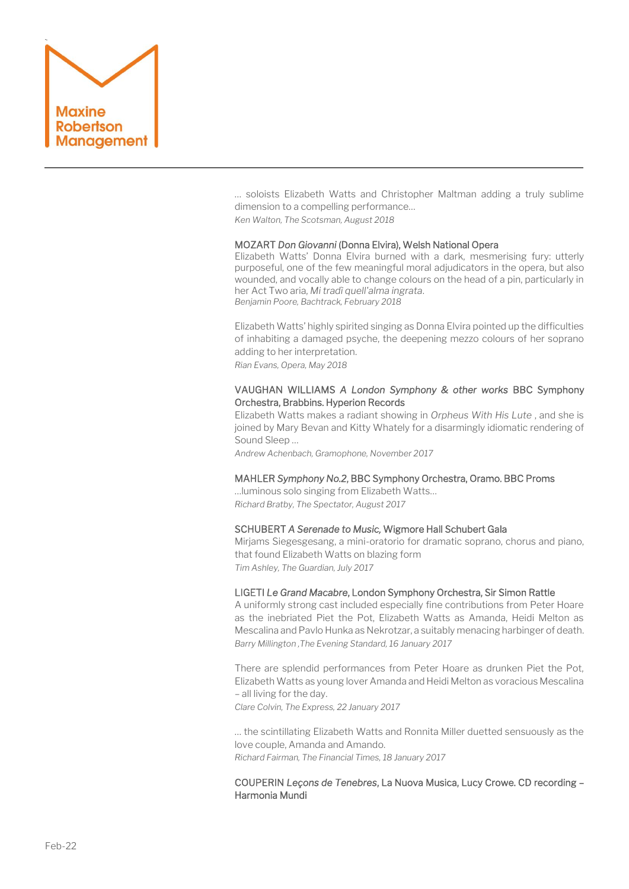… soloists Elizabeth Watts and Christopher Maltman adding a truly sublime dimension to a compelling performance…
*Ken Walton, The Scotsman, August 2018*

MOZART *Don Giovanni* (Donna Elvira), Welsh National Opera
Elizabeth Watts' Donna Elvira burned with a dark, mesmerising fury: utterly purposeful, one of the few meaningful moral adjudicators in the opera, but also wounded, and vocally able to change colours on the head of a pin, particularly in her Act Two aria, *Mi tradì quell'alma ingrata*.
*Benjamin Poore, Bachtrack, February 2018*

Elizabeth Watts' highly spirited singing as Donna Elvira pointed up the difficulties of inhabiting a damaged psyche, the deepening mezzo colours of her soprano adding to her interpretation.
*Rian Evans, Opera, May 2018*

VAUGHAN WILLIAMS *A London Symphony & other works* BBC Symphony Orchestra, Brabbins. Hyperion Records
Elizabeth Watts makes a radiant showing in *Orpheus With His Lute* , and she is joined by Mary Bevan and Kitty Whately for a disarmingly idiomatic rendering of Sound Sleep …
*Andrew Achenbach, Gramophone, November 2017*

MAHLER *Symphony No.2*, BBC Symphony Orchestra, Oramo. BBC Proms
…luminous solo singing from Elizabeth Watts…
*Richard Bratby, The Spectator, August 2017*

SCHUBERT *A Serenade to Music,* Wigmore Hall Schubert Gala
Mirjams Siegesgesang, a mini-oratorio for dramatic soprano, chorus and piano, that found Elizabeth Watts on blazing form
*Tim Ashley, The Guardian, July 2017*

LIGETI *Le Grand Macabre*, London Symphony Orchestra, Sir Simon Rattle
A uniformly strong cast included especially fine contributions from Peter Hoare as the inebriated Piet the Pot, Elizabeth Watts as Amanda, Heidi Melton as Mescalina and Pavlo Hunka as Nekrotzar, a suitably menacing harbinger of death.
*Barry Millington ,The Evening Standard, 16 January 2017*

There are splendid performances from Peter Hoare as drunken Piet the Pot, Elizabeth Watts as young lover Amanda and Heidi Melton as voracious Mescalina – all living for the day.
*Clare Colvin, The Express, 22 January 2017*

… the scintillating Elizabeth Watts and Ronnita Miller duetted sensuously as the love couple, Amanda and Amando.
*Richard Fairman, The Financial Times, 18 January 2017*

COUPERIN *Leçons de Tenebres*, La Nuova Musica, Lucy Crowe. CD recording – Harmonia Mundi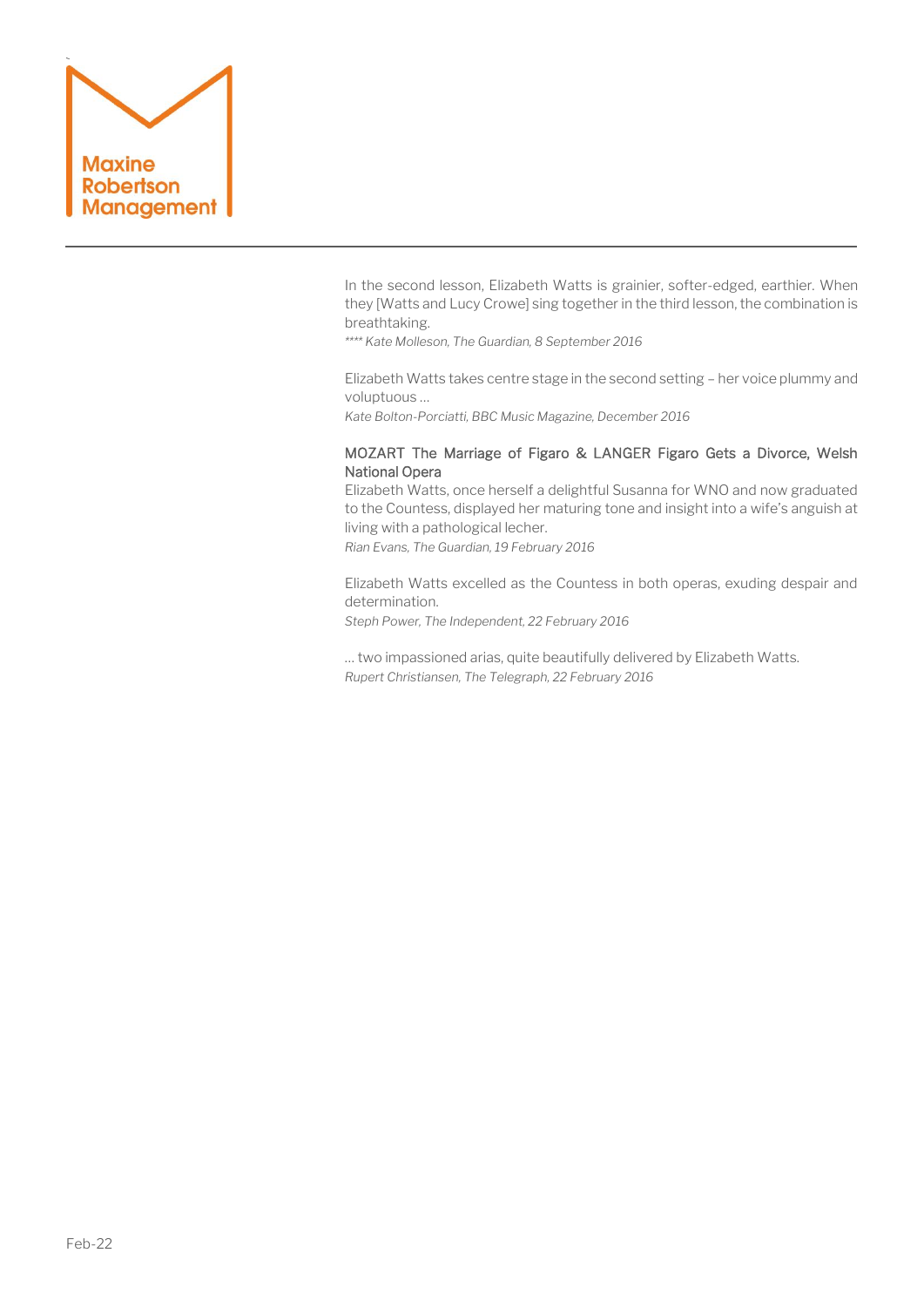In the second lesson, Elizabeth Watts is grainier, softer-edged, earthier. When they [Watts and Lucy Crowe] sing together in the third lesson, the combination is breathtaking.
*\*\*\*\* Kate Molleson, The Guardian, 8 September 2016*

Elizabeth Watts takes centre stage in the second setting – her voice plummy and voluptuous …
*Kate Bolton-Porciatti, BBC Music Magazine, December 2016*

MOZART The Marriage of Figaro & LANGER Figaro Gets a Divorce, Welsh National Opera
Elizabeth Watts, once herself a delightful Susanna for WNO and now graduated to the Countess, displayed her maturing tone and insight into a wife's anguish at living with a pathological lecher.
*Rian Evans, The Guardian, 19 February 2016*

Elizabeth Watts excelled as the Countess in both operas, exuding despair and determination.
*Steph Power, The Independent, 22 February 2016*

… two impassioned arias, quite beautifully delivered by Elizabeth Watts.
*Rupert Christiansen, The Telegraph, 22 February 2016*